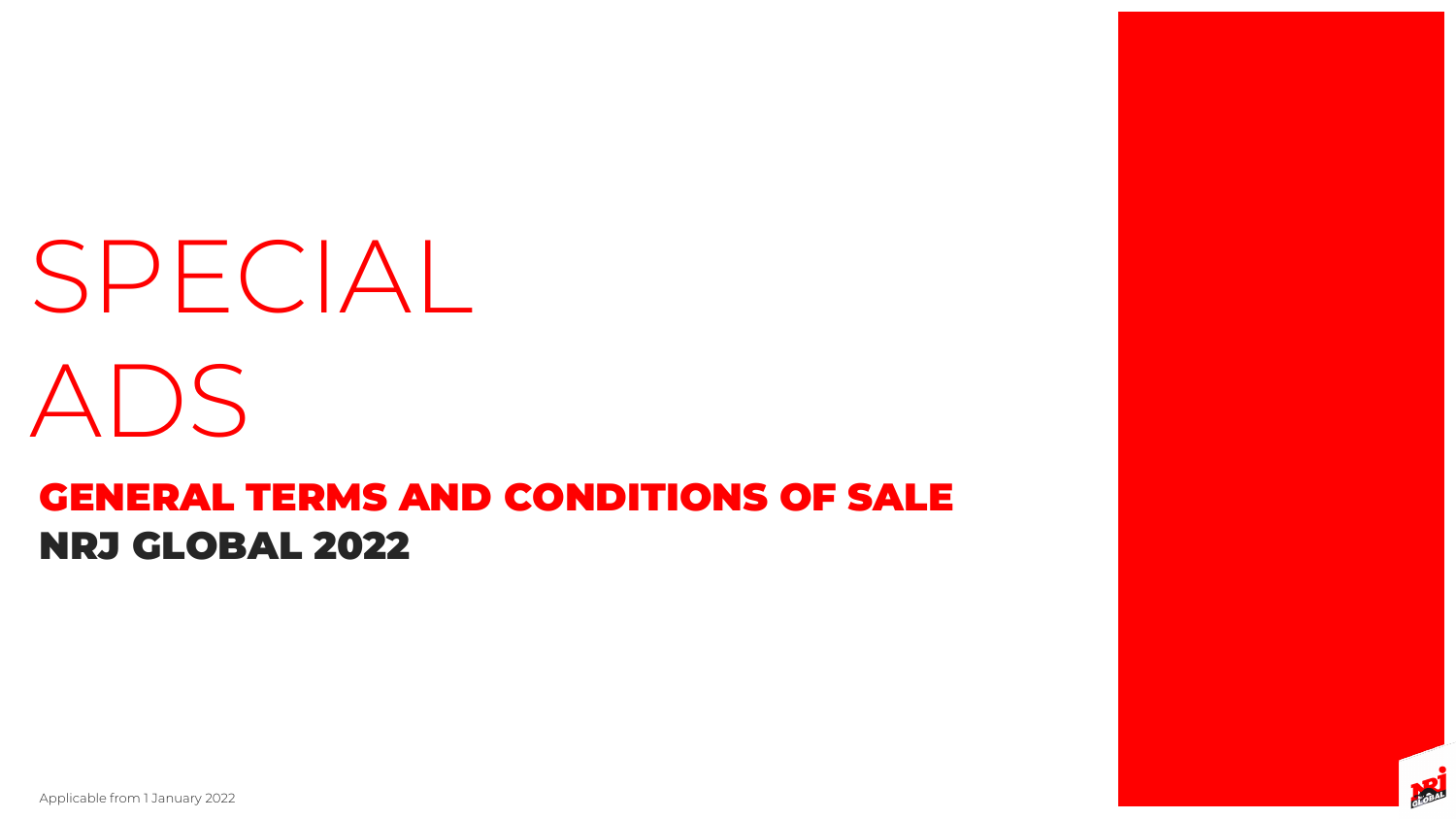# SPECIAL ADS

## GENERAL TERMS AND CONDITIONS OF SALE

## NRJ GLOBAL 2022

Applicable from 1 January 2022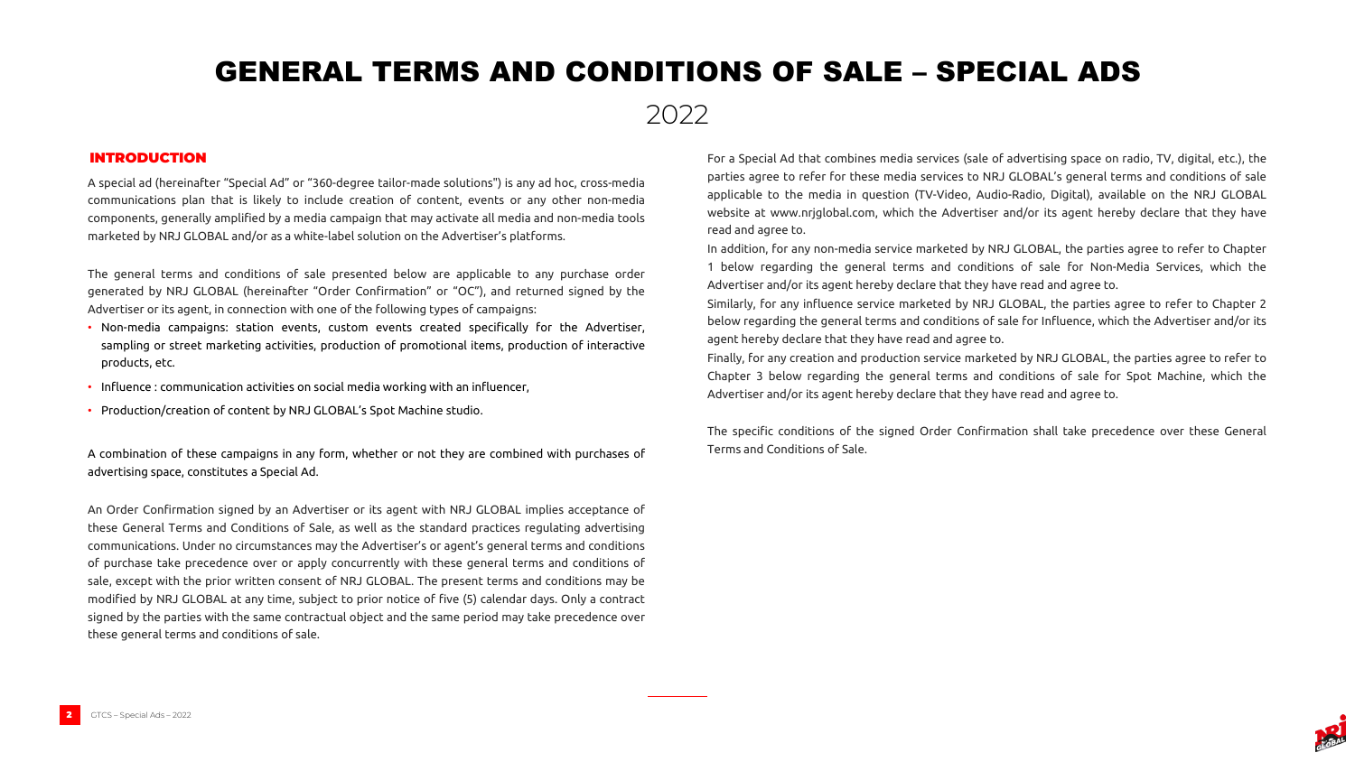# GENERAL TERMS AND CONDITIONS OF SALE – SPECIAL ADS

2022

## INTRODUCTION

A special ad (hereinafter "Special Ad" or "360-degree tailor-made solutions") is any ad hoc, cross-media communications plan that is likely to include creation of content, events or any other non-media components, generally amplified by a media campaign that may activate all media and non-media tools marketed by NRJ GLOBAL and/or as a white-label solution on the Advertiser's platforms.

The general terms and conditions of sale presented below are applicable to any purchase order generated by NRJ GLOBAL (hereinafter "Order Confirmation" or "OC"), and returned signed by the Advertiser or its agent, in connection with one of the following types of campaigns:

- Non-media campaigns: station events, custom events created specifically for the Advertiser, sampling or street marketing activities, production of promotional items, production of interactive products, etc.
- Influence : communication activities on social media working with an influencer,
- Production/creation of content by NRJ GLOBAL's Spot Machine studio.

A combination of these campaigns in any form, whether or not they are combined with purchases of advertising space, constitutes a Special Ad.

An Order Confirmation signed by an Advertiser or its agent with NRJ GLOBAL implies acceptance of these General Terms and Conditions of Sale, as well as the standard practices regulating advertising communications. Under no circumstances may the Advertiser's or agent's general terms and conditions of purchase take precedence over or apply concurrently with these general terms and conditions of sale, except with the prior written consent of NRJ GLOBAL. The present terms and conditions may be modified by NRJ GLOBAL at any time, subject to prior notice of five (5) calendar days. Only a contract signed by the parties with the same contractual object and the same period may take precedence over these general terms and conditions of sale.

For a Special Ad that combines media services (sale of advertising space on radio, TV, digital, etc.), the parties agree to refer for these media services to NRJ GLOBAL's general terms and conditions of sale applicable to the media in question (TV-Video, Audio-Radio, Digital), available on the NRJ GLOBAL website at www.nrjglobal.com, which the Advertiser and/or its agent hereby declare that they have read and agree to.

In addition, for any non-media service marketed by NRJ GLOBAL, the parties agree to refer to Chapter 1 below regarding the general terms and conditions of sale for Non-Media Services, which the Advertiser and/or its agent hereby declare that they have read and agree to.

Similarly, for any influence service marketed by NRJ GLOBAL, the parties agree to refer to Chapter 2 below regarding the general terms and conditions of sale for Influence, which the Advertiser and/or its agent hereby declare that they have read and agree to.

Finally, for any creation and production service marketed by NRJ GLOBAL, the parties agree to refer to Chapter 3 below regarding the general terms and conditions of sale for Spot Machine, which the Advertiser and/or its agent hereby declare that they have read and agree to.

The specific conditions of the signed Order Confirmation shall take precedence over these General Terms and Conditions of Sale.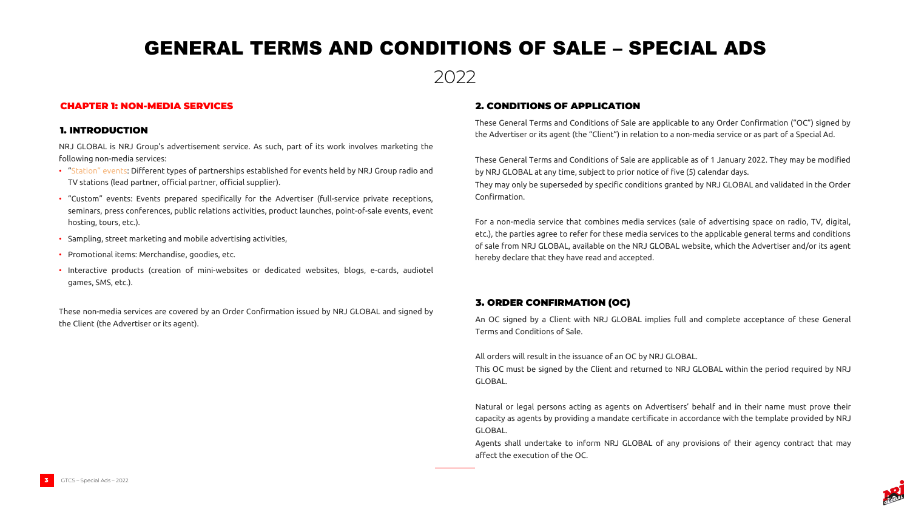# GENERAL TERMS AND CONDITIONS OF SALE – SPECIAL ADS

2022

## CHAPTER 1: NON-MEDIA SERVICES

### 1. INTRODUCTION

NRJ GLOBAL is NRJ Group's advertisement service. As such, part of its work involves marketing the following non-media services:

- "Station" events: Different types of partnerships established for events held by NRJ Group radio and TV stations (lead partner, official partner, official supplier).
- "Custom" events: Events prepared specifically for the Advertiser (full-service private receptions, seminars, press conferences, public relations activities, product launches, point-of-sale events, event hosting, tours, etc.).
- Sampling, street marketing and mobile advertising activities,
- Promotional items: Merchandise, goodies, etc.
- Interactive products (creation of mini-websites or dedicated websites, blogs, e-cards, audiotel games, SMS, etc.).

These non-media services are covered by an Order Confirmation issued by NRJ GLOBAL and signed by the Client (the Advertiser or its agent).

### 2. CONDITIONS OF APPLICATION

These General Terms and Conditions of Sale are applicable to any Order Confirmation ("OC") signed by the Advertiser or its agent (the "Client") in relation to a non-media service or as part of a Special Ad.

These General Terms and Conditions of Sale are applicable as of 1 January 2022. They may be modified by NRJ GLOBAL at any time, subject to prior notice of five (5) calendar days.

They may only be superseded by specific conditions granted by NRJ GLOBAL and validated in the Order Confirmation.

For a non-media service that combines media services (sale of advertising space on radio, TV, digital, etc.), the parties agree to refer for these media services to the applicable general terms and conditions of sale from NRJ GLOBAL, available on the NRJ GLOBAL website, which the Advertiser and/or its agent hereby declare that they have read and accepted.

### 3. ORDER CONFIRMATION (OC)

An OC signed by a Client with NRJ GLOBAL implies full and complete acceptance of these General Terms and Conditions of Sale.

All orders will result in the issuance of an OC by NRJ GLOBAL.

This OC must be signed by the Client and returned to NRJ GLOBAL within the period required by NRJ GLOBAL.

Natural or legal persons acting as agents on Advertisers' behalf and in their name must prove their capacity as agents by providing a mandate certificate in accordance with the template provided by NRJ GLOBAL.

Agents shall undertake to inform NRJ GLOBAL of any provisions of their agency contract that may affect the execution of the OC.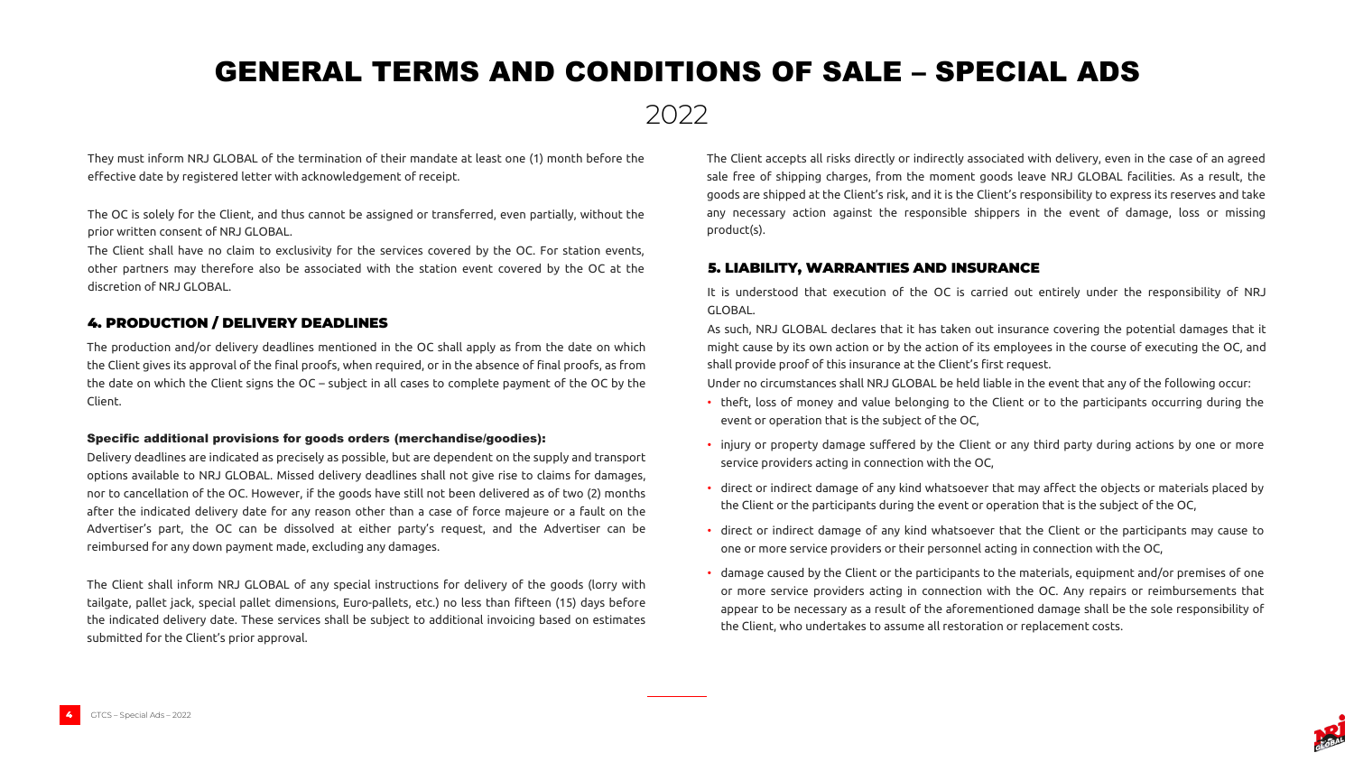# GENERAL TERMS AND CONDITIONS OF SALE – SPECIAL ADS

2022

They must inform NRJ GLOBAL of the termination of their mandate at least one (1) month before the effective date by registered letter with acknowledgement of receipt.

The OC is solely for the Client, and thus cannot be assigned or transferred, even partially, without the prior written consent of NRJ GLOBAL.

The Client shall have no claim to exclusivity for the services covered by the OC. For station events, other partners may therefore also be associated with the station event covered by the OC at the discretion of NRJ GLOBAL.

## 4. PRODUCTION / DELIVERY DEADLINES

The production and/or delivery deadlines mentioned in the OC shall apply as from the date on which the Client gives its approval of the final proofs, when required, or in the absence of final proofs, as from the date on which the Client signs the OC – subject in all cases to complete payment of the OC by the Client.

### Specific additional provisions for goods orders (merchandise/goodies):

Delivery deadlines are indicated as precisely as possible, but are dependent on the supply and transport options available to NRJ GLOBAL. Missed delivery deadlines shall not give rise to claims for damages, nor to cancellation of the OC. However, if the goods have still not been delivered as of two (2) months after the indicated delivery date for any reason other than a case of force majeure or a fault on the Advertiser's part, the OC can be dissolved at either party's request, and the Advertiser can be reimbursed for any down payment made, excluding any damages.

The Client shall inform NRJ GLOBAL of any special instructions for delivery of the goods (lorry with tailgate, pallet jack, special pallet dimensions, Euro-pallets, etc.) no less than fifteen (15) days before the indicated delivery date. These services shall be subject to additional invoicing based on estimates submitted for the Client's prior approval.

The Client accepts all risks directly or indirectly associated with delivery, even in the case of an agreed sale free of shipping charges, from the moment goods leave NRJ GLOBAL facilities. As a result, the goods are shipped at the Client's risk, and it is the Client's responsibility to express its reserves and take any necessary action against the responsible shippers in the event of damage, loss or missing product(s).

## 5. LIABILITY, WARRANTIES AND INSURANCE

It is understood that execution of the OC is carried out entirely under the responsibility of NRJ GLOBAL.

As such, NRJ GLOBAL declares that it has taken out insurance covering the potential damages that it might cause by its own action or by the action of its employees in the course of executing the OC, and shall provide proof of this insurance at the Client's first request.

Under no circumstances shall NRJ GLOBAL be held liable in the event that any of the following occur:

- theft, loss of money and value belonging to the Client or to the participants occurring during the event or operation that is the subject of the OC,
- injury or property damage suffered by the Client or any third party during actions by one or more service providers acting in connection with the OC,
- direct or indirect damage of any kind whatsoever that may affect the objects or materials placed by the Client or the participants during the event or operation that is the subject of the OC,
- direct or indirect damage of any kind whatsoever that the Client or the participants may cause to one or more service providers or their personnel acting in connection with the OC,
- damage caused by the Client or the participants to the materials, equipment and/or premises of one or more service providers acting in connection with the OC. Any repairs or reimbursements that appear to be necessary as a result of the aforementioned damage shall be the sole responsibility of the Client, who undertakes to assume all restoration or replacement costs.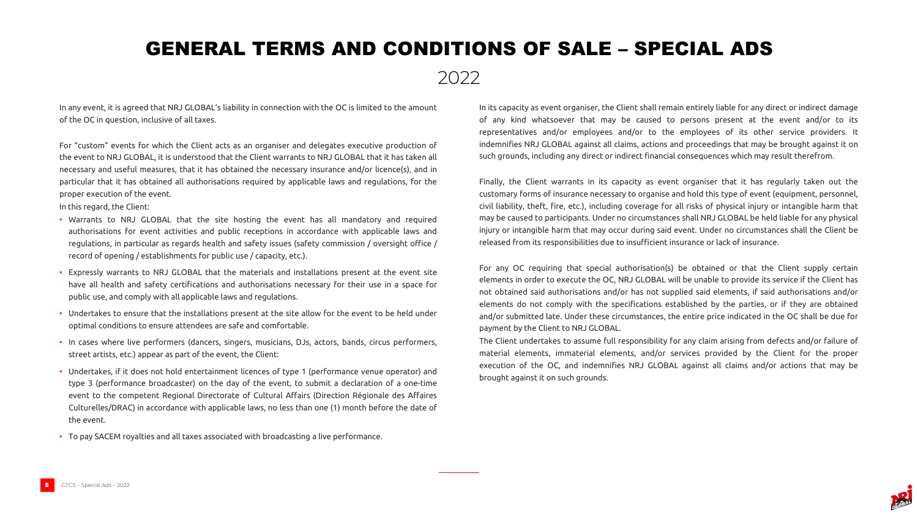# GENERAL TERMS AND CONDITIONS OF SALE – SPECIAL ADS

2022

In any event, it is agreed that NRJ GLOBAL's liability in connection with the OC is limited to the amount of the OC in question, inclusive of all taxes.

For "custom" events for which the Client acts as an organiser and delegates executive production of the event to NRJ GLOBAL, it is understood that the Client warrants to NRJ GLOBAL that it has taken all necessary and useful measures, that it has obtained the necessary insurance and/or licence(s), and in particular that it has obtained all authorisations required by applicable laws and regulations, for the proper execution of the event.

In this regard, the Client:

- Warrants to NRJ GLOBAL that the site hosting the event has all mandatory and required authorisations for event activities and public receptions in accordance with applicable laws and regulations, in particular as regards health and safety issues (safety commission / oversight office / record of opening / establishments for public use / capacity, etc.).
- Expressly warrants to NRJ GLOBAL that the materials and installations present at the event site have all health and safety certifications and authorisations necessary for their use in a space for public use, and comply with all applicable laws and regulations.
- Undertakes to ensure that the installations present at the site allow for the event to be held under optimal conditions to ensure attendees are safe and comfortable.
- In cases where live performers (dancers, singers, musicians, DJs, actors, bands, circus performers, street artists, etc.) appear as part of the event, the Client:
- Undertakes, if it does not hold entertainment licences of type 1 (performance venue operator) and type 3 (performance broadcaster) on the day of the event, to submit a declaration of a one-time event to the competent Regional Directorate of Cultural Affairs (Direction Régionale des Affaires Culturelles/DRAC) in accordance with applicable laws, no less than one (1) month before the date of the event.
- To pay SACEM royalties and all taxes associated with broadcasting a live performance.

In its capacity as event organiser, the Client shall remain entirely liable for any direct or indirect damage of any kind whatsoever that may be caused to persons present at the event and/or to its representatives and/or employees and/or to the employees of its other service providers. It indemnifies NRJ GLOBAL against all claims, actions and proceedings that may be brought against it on such grounds, including any direct or indirect financial consequences which may result therefrom.

Finally, the Client warrants in its capacity as event organiser that it has regularly taken out the customary forms of insurance necessary to organise and hold this type of event (equipment, personnel, civil liability, theft, fire, etc.), including coverage for all risks of physical injury or intangible harm that may be caused to participants. Under no circumstances shall NRJ GLOBAL be held liable for any physical injury or intangible harm that may occur during said event. Under no circumstances shall the Client be released from its responsibilities due to insufficient insurance or lack of insurance.

For any OC requiring that special authorisation(s) be obtained or that the Client supply certain elements in order to execute the OC, NRJ GLOBAL will be unable to provide its service if the Client has not obtained said authorisations and/or has not supplied said elements, if said authorisations and/or elements do not comply with the specifications established by the parties, or if they are obtained and/or submitted late. Under these circumstances, the entire price indicated in the OC shall be due for payment by the Client to NRJ GLOBAL.

The Client undertakes to assume full responsibility for any claim arising from defects and/or failure of material elements, immaterial elements, and/or services provided by the Client for the proper execution of the OC, and indemnifies NRJ GLOBAL against all claims and/or actions that may be brought against it on such grounds.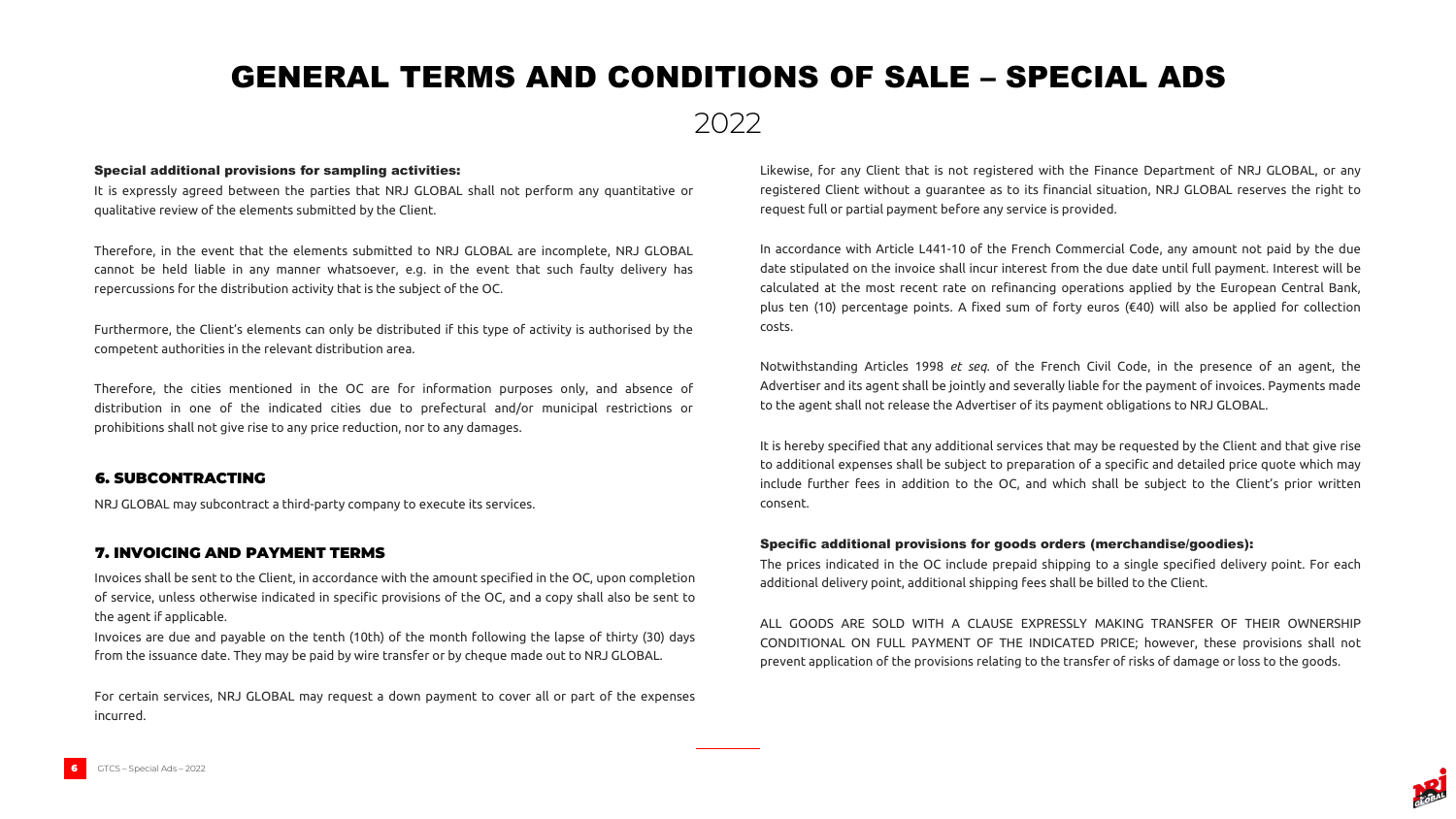# GENERAL TERMS AND CONDITIONS OF SALE – SPECIAL ADS

2022

**Special additional provisions for sampling activities:**

It is expressly agreed between the parties that NRJ GLOBAL shall not perform any quantitative or qualitative review of the elements submitted by the Client.

Therefore, in the event that the elements submitted to NRJ GLOBAL are incomplete, NRJ GLOBAL cannot be held liable in any manner whatsoever, e.g. in the event that such faulty delivery has repercussions for the distribution activity that is the subject of the OC.

Furthermore, the Client's elements can only be distributed if this type of activity is authorised by the competent authorities in the relevant distribution area.

Therefore, the cities mentioned in the OC are for information purposes only, and absence of distribution in one of the indicated cities due to prefectural and/or municipal restrictions or prohibitions shall not give rise to any price reduction, nor to any damages.

## 6. SUBCONTRACTING

NRJ GLOBAL may subcontract a third-party company to execute its services.

## 7. INVOICING AND PAYMENT TERMS

Invoices shall be sent to the Client, in accordance with the amount specified in the OC, upon completion of service, unless otherwise indicated in specific provisions of the OC, and a copy shall also be sent to the agent if applicable.

Invoices are due and payable on the tenth (10th) of the month following the lapse of thirty (30) days from the issuance date. They may be paid by wire transfer or by cheque made out to NRJ GLOBAL.

For certain services, NRJ GLOBAL may request a down payment to cover all or part of the expenses incurred.

Likewise, for any Client that is not registered with the Finance Department of NRJ GLOBAL, or any registered Client without a guarantee as to its financial situation, NRJ GLOBAL reserves the right to request full or partial payment before any service is provided.

In accordance with Article L441-10 of the French Commercial Code, any amount not paid by the due date stipulated on the invoice shall incur interest from the due date until full payment. Interest will be calculated at the most recent rate on refinancing operations applied by the European Central Bank, plus ten (10) percentage points. A fixed sum of forty euros (€40) will also be applied for collection costs.

Notwithstanding Articles 1998 *et seq.* of the French Civil Code, in the presence of an agent, the Advertiser and its agent shall be jointly and severally liable for the payment of invoices. Payments made to the agent shall not release the Advertiser of its payment obligations to NRJ GLOBAL.

It is hereby specified that any additional services that may be requested by the Client and that give rise to additional expenses shall be subject to preparation of a specific and detailed price quote which may include further fees in addition to the OC, and which shall be subject to the Client's prior written consent.

**Specific additional provisions for goods orders (merchandise/goodies):**

The prices indicated in the OC include prepaid shipping to a single specified delivery point. For each additional delivery point, additional shipping fees shall be billed to the Client.

ALL GOODS ARE SOLD WITH A CLAUSE EXPRESSLY MAKING TRANSFER OF THEIR OWNERSHIP CONDITIONAL ON FULL PAYMENT OF THE INDICATED PRICE; however, these provisions shall not prevent application of the provisions relating to the transfer of risks of damage or loss to the goods.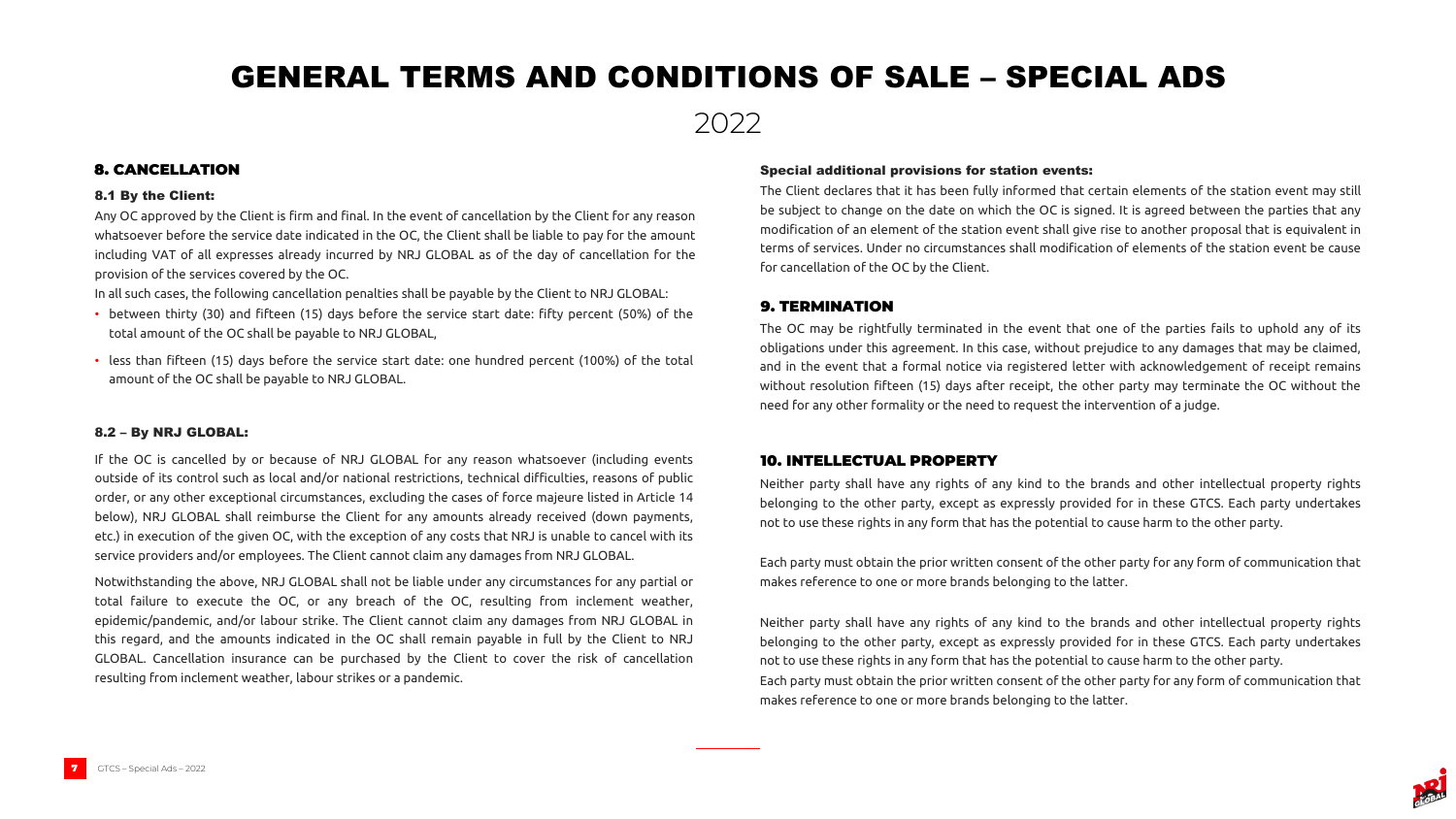# GENERAL TERMS AND CONDITIONS OF SALE – SPECIAL ADS

2022

## 8. CANCELLATION

### 8.1 By the Client:

Any OC approved by the Client is firm and final. In the event of cancellation by the Client for any reason whatsoever before the service date indicated in the OC, the Client shall be liable to pay for the amount including VAT of all expresses already incurred by NRJ GLOBAL as of the day of cancellation for the provision of the services covered by the OC.

In all such cases, the following cancellation penalties shall be payable by the Client to NRJ GLOBAL:

- between thirty (30) and fifteen (15) days before the service start date: fifty percent (50%) of the total amount of the OC shall be payable to NRJ GLOBAL,
- less than fifteen (15) days before the service start date: one hundred percent (100%) of the total amount of the OC shall be payable to NRJ GLOBAL.

### 8.2 – By NRJ GLOBAL:

If the OC is cancelled by or because of NRJ GLOBAL for any reason whatsoever (including events outside of its control such as local and/or national restrictions, technical difficulties, reasons of public order, or any other exceptional circumstances, excluding the cases of force majeure listed in Article 14 below), NRJ GLOBAL shall reimburse the Client for any amounts already received (down payments, etc.) in execution of the given OC, with the exception of any costs that NRJ is unable to cancel with its service providers and/or employees. The Client cannot claim any damages from NRJ GLOBAL.

Notwithstanding the above, NRJ GLOBAL shall not be liable under any circumstances for any partial or total failure to execute the OC, or any breach of the OC, resulting from inclement weather, epidemic/pandemic, and/or labour strike. The Client cannot claim any damages from NRJ GLOBAL in this regard, and the amounts indicated in the OC shall remain payable in full by the Client to NRJ GLOBAL. Cancellation insurance can be purchased by the Client to cover the risk of cancellation resulting from inclement weather, labour strikes or a pandemic.

### Special additional provisions for station events:

The Client declares that it has been fully informed that certain elements of the station event may still be subject to change on the date on which the OC is signed. It is agreed between the parties that any modification of an element of the station event shall give rise to another proposal that is equivalent in terms of services. Under no circumstances shall modification of elements of the station event be cause for cancellation of the OC by the Client.

## 9. TERMINATION

The OC may be rightfully terminated in the event that one of the parties fails to uphold any of its obligations under this agreement. In this case, without prejudice to any damages that may be claimed, and in the event that a formal notice via registered letter with acknowledgement of receipt remains without resolution fifteen (15) days after receipt, the other party may terminate the OC without the need for any other formality or the need to request the intervention of a judge.

## 10. INTELLECTUAL PROPERTY

Neither party shall have any rights of any kind to the brands and other intellectual property rights belonging to the other party, except as expressly provided for in these GTCS. Each party undertakes not to use these rights in any form that has the potential to cause harm to the other party.

Each party must obtain the prior written consent of the other party for any form of communication that makes reference to one or more brands belonging to the latter.

Neither party shall have any rights of any kind to the brands and other intellectual property rights belonging to the other party, except as expressly provided for in these GTCS. Each party undertakes not to use these rights in any form that has the potential to cause harm to the other party.

Each party must obtain the prior written consent of the other party for any form of communication that makes reference to one or more brands belonging to the latter.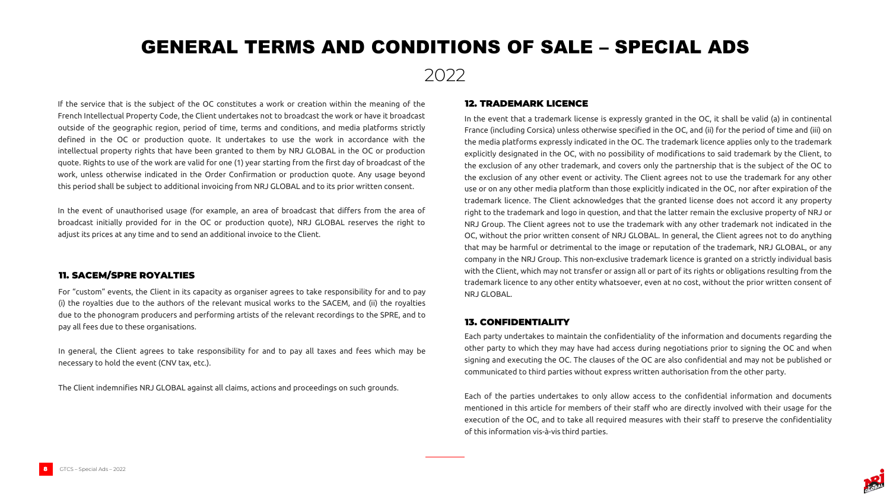# GENERAL TERMS AND CONDITIONS OF SALE – SPECIAL ADS

2022

If the service that is the subject of the OC constitutes a work or creation within the meaning of the French Intellectual Property Code, the Client undertakes not to broadcast the work or have it broadcast outside of the geographic region, period of time, terms and conditions, and media platforms strictly defined in the OC or production quote. It undertakes to use the work in accordance with the intellectual property rights that have been granted to them by NRJ GLOBAL in the OC or production quote. Rights to use of the work are valid for one (1) year starting from the first day of broadcast of the work, unless otherwise indicated in the Order Confirmation or production quote. Any usage beyond this period shall be subject to additional invoicing from NRJ GLOBAL and to its prior written consent.

In the event of unauthorised usage (for example, an area of broadcast that differs from the area of broadcast initially provided for in the OC or production quote), NRJ GLOBAL reserves the right to adjust its prices at any time and to send an additional invoice to the Client.

## 11. SACEM/SPRE ROYALTIES

For "custom" events, the Client in its capacity as organiser agrees to take responsibility for and to pay (i) the royalties due to the authors of the relevant musical works to the SACEM, and (ii) the royalties due to the phonogram producers and performing artists of the relevant recordings to the SPRE, and to pay all fees due to these organisations.

In general, the Client agrees to take responsibility for and to pay all taxes and fees which may be necessary to hold the event (CNV tax, etc.).

The Client indemnifies NRJ GLOBAL against all claims, actions and proceedings on such grounds.

## 12. TRADEMARK LICENCE

In the event that a trademark license is expressly granted in the OC, it shall be valid (a) in continental France (including Corsica) unless otherwise specified in the OC, and (ii) for the period of time and (iii) on the media platforms expressly indicated in the OC. The trademark licence applies only to the trademark explicitly designated in the OC, with no possibility of modifications to said trademark by the Client, to the exclusion of any other trademark, and covers only the partnership that is the subject of the OC to the exclusion of any other event or activity. The Client agrees not to use the trademark for any other use or on any other media platform than those explicitly indicated in the OC, nor after expiration of the trademark licence. The Client acknowledges that the granted license does not accord it any property right to the trademark and logo in question, and that the latter remain the exclusive property of NRJ or NRJ Group. The Client agrees not to use the trademark with any other trademark not indicated in the OC, without the prior written consent of NRJ GLOBAL. In general, the Client agrees not to do anything that may be harmful or detrimental to the image or reputation of the trademark, NRJ GLOBAL, or any company in the NRJ Group. This non-exclusive trademark licence is granted on a strictly individual basis with the Client, which may not transfer or assign all or part of its rights or obligations resulting from the trademark licence to any other entity whatsoever, even at no cost, without the prior written consent of NRJ GLOBAL.

## 13. CONFIDENTIALITY

Each party undertakes to maintain the confidentiality of the information and documents regarding the other party to which they may have had access during negotiations prior to signing the OC and when signing and executing the OC. The clauses of the OC are also confidential and may not be published or communicated to third parties without express written authorisation from the other party.

Each of the parties undertakes to only allow access to the confidential information and documents mentioned in this article for members of their staff who are directly involved with their usage for the execution of the OC, and to take all required measures with their staff to preserve the confidentiality of this information vis-à-vis third parties.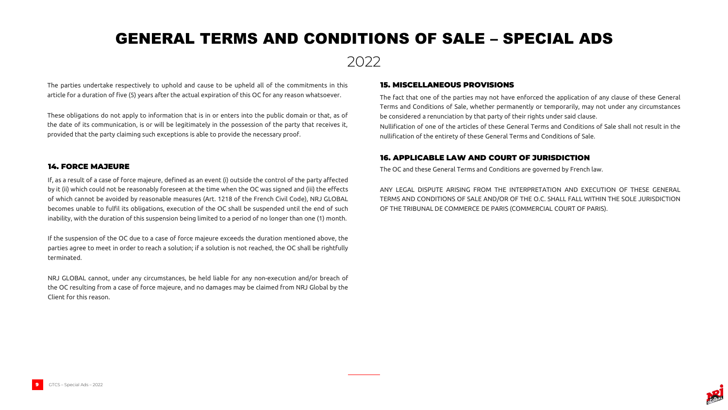The parties undertake respectively to uphold and cause to be upheld all of the commitments in this article for a duration of five (5) years after the actual expiration of this OC for any reason whatsoever.

These obligations do not apply to information that is in or enters into the public domain or that, as of the date of its communication, is or will be legitimately in the possession of the party that receives it, provided that the party claiming such exceptions is able to provide the necessary proof.

## 14. FORCE MAJEURE

If, as a result of a case of force majeure, defined as an event (i) outside the control of the party affected by it (ii) which could not be reasonably foreseen at the time when the OC was signed and (iii) the effects of which cannot be avoided by reasonable measures (Art. 1218 of the French Civil Code), NRJ GLOBAL becomes unable to fulfil its obligations, execution of the OC shall be suspended until the end of such inability, with the duration of this suspension being limited to a period of no longer than one (1) month.

If the suspension of the OC due to a case of force majeure exceeds the duration mentioned above, the parties agree to meet in order to reach a solution; if a solution is not reached, the OC shall be rightfully terminated.

NRJ GLOBAL cannot, under any circumstances, be held liable for any non-execution and/or breach of the OC resulting from a case of force majeure, and no damages may be claimed from NRJ Global by the Client for this reason.

## 15. MISCELLANEOUS PROVISIONS

The fact that one of the parties may not have enforced the application of any clause of these General Terms and Conditions of Sale, whether permanently or temporarily, may not under any circumstances be considered a renunciation by that party of their rights under said clause.

Nullification of one of the articles of these General Terms and Conditions of Sale shall not result in the nullification of the entirety of these General Terms and Conditions of Sale.

## 16. APPLICABLE LAW AND COURT OF JURISDICTION

The OC and these General Terms and Conditions are governed by French law.

ANY LEGAL DISPUTE ARISING FROM THE INTERPRETATION AND EXECUTION OF THESE GENERAL TERMS AND CONDITIONS OF SALE AND/OR OF THE O.C. SHALL FALL WITHIN THE SOLE JURISDICTION OF THE TRIBUNAL DE COMMERCE DE PARIS (COMMERCIAL COURT OF PARIS).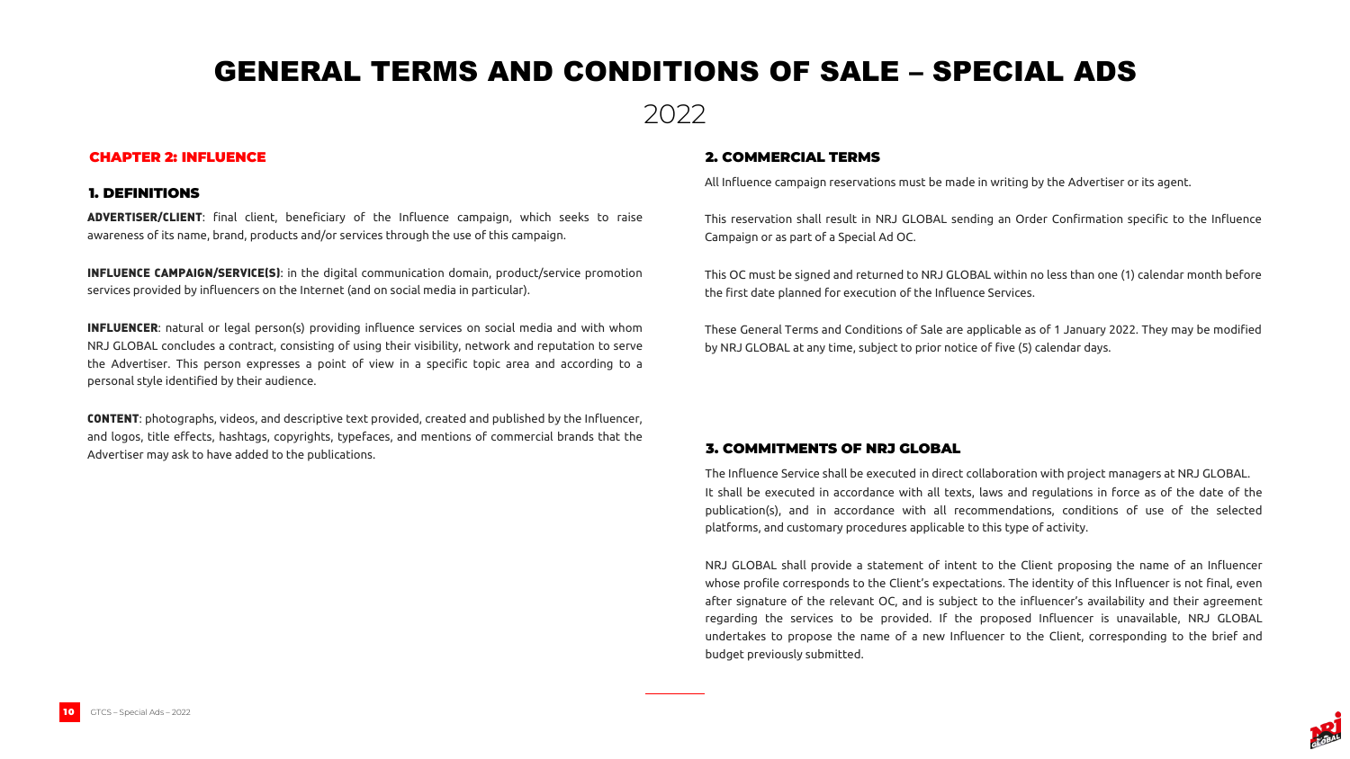# GENERAL TERMS AND CONDITIONS OF SALE – SPECIAL ADS

2022

## CHAPTER 2: INFLUENCE

### 1. DEFINITIONS

**ADVERTISER/CLIENT**: final client, beneficiary of the Influence campaign, which seeks to raise awareness of its name, brand, products and/or services through the use of this campaign.

**INFLUENCE CAMPAIGN/SERVICE(S)**: in the digital communication domain, product/service promotion services provided by influencers on the Internet (and on social media in particular).

**INFLUENCER**: natural or legal person(s) providing influence services on social media and with whom NRJ GLOBAL concludes a contract, consisting of using their visibility, network and reputation to serve the Advertiser. This person expresses a point of view in a specific topic area and according to a personal style identified by their audience.

**CONTENT**: photographs, videos, and descriptive text provided, created and published by the Influencer, and logos, title effects, hashtags, copyrights, typefaces, and mentions of commercial brands that the Advertiser may ask to have added to the publications.

### 2. COMMERCIAL TERMS

All Influence campaign reservations must be made in writing by the Advertiser or its agent.

This reservation shall result in NRJ GLOBAL sending an Order Confirmation specific to the Influence Campaign or as part of a Special Ad OC.

This OC must be signed and returned to NRJ GLOBAL within no less than one (1) calendar month before the first date planned for execution of the Influence Services.

These General Terms and Conditions of Sale are applicable as of 1 January 2022. They may be modified by NRJ GLOBAL at any time, subject to prior notice of five (5) calendar days.

### 3. COMMITMENTS OF NRJ GLOBAL

The Influence Service shall be executed in direct collaboration with project managers at NRJ GLOBAL.
It shall be executed in accordance with all texts, laws and regulations in force as of the date of the publication(s), and in accordance with all recommendations, conditions of use of the selected platforms, and customary procedures applicable to this type of activity.

NRJ GLOBAL shall provide a statement of intent to the Client proposing the name of an Influencer whose profile corresponds to the Client's expectations. The identity of this Influencer is not final, even after signature of the relevant OC, and is subject to the influencer's availability and their agreement regarding the services to be provided. If the proposed Influencer is unavailable, NRJ GLOBAL undertakes to propose the name of a new Influencer to the Client, corresponding to the brief and budget previously submitted.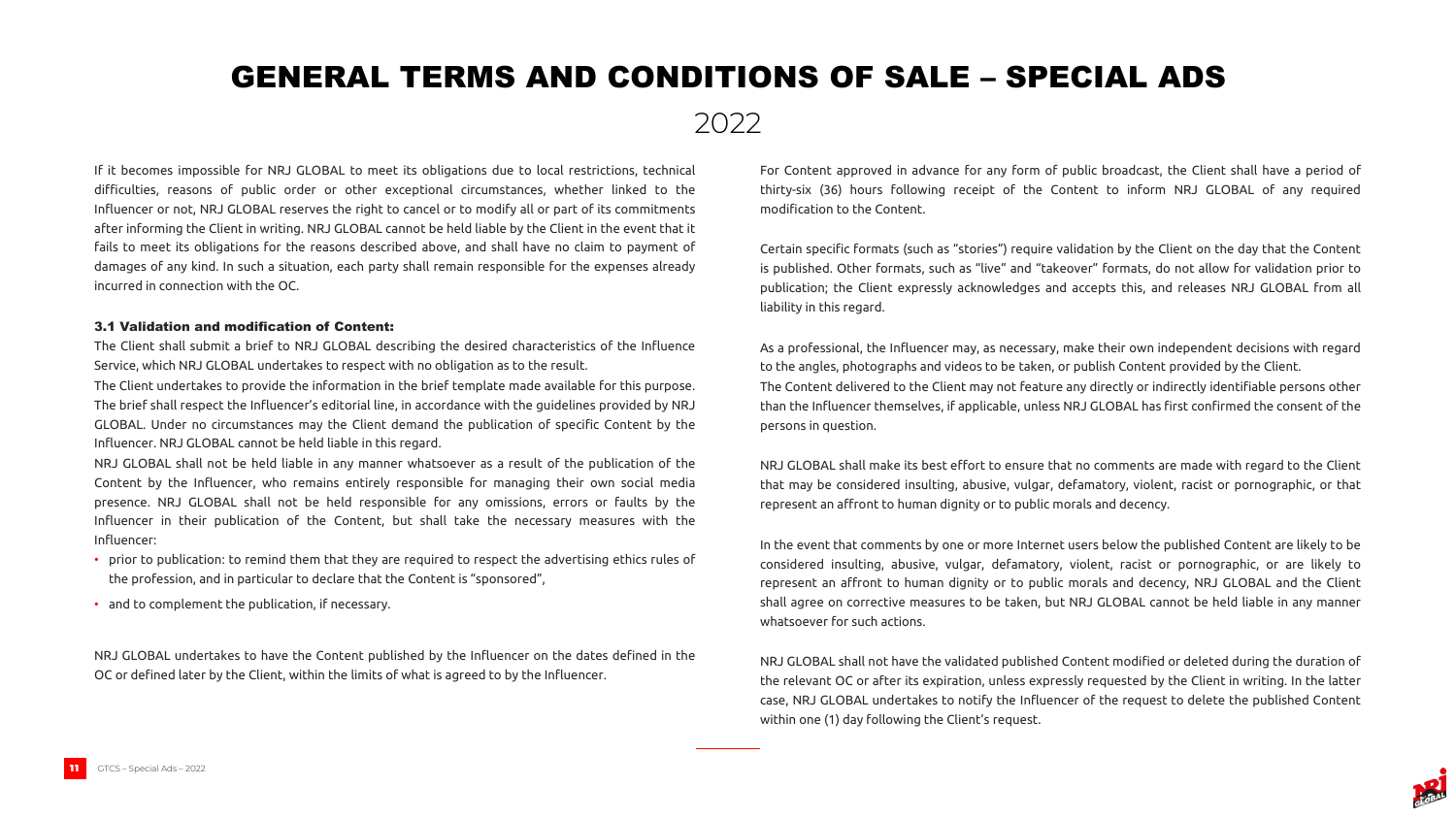# GENERAL TERMS AND CONDITIONS OF SALE – SPECIAL ADS

2022

If it becomes impossible for NRJ GLOBAL to meet its obligations due to local restrictions, technical difficulties, reasons of public order or other exceptional circumstances, whether linked to the Influencer or not, NRJ GLOBAL reserves the right to cancel or to modify all or part of its commitments after informing the Client in writing. NRJ GLOBAL cannot be held liable by the Client in the event that it fails to meet its obligations for the reasons described above, and shall have no claim to payment of damages of any kind. In such a situation, each party shall remain responsible for the expenses already incurred in connection with the OC.

### 3.1 Validation and modification of Content:

The Client shall submit a brief to NRJ GLOBAL describing the desired characteristics of the Influence Service, which NRJ GLOBAL undertakes to respect with no obligation as to the result.

The Client undertakes to provide the information in the brief template made available for this purpose. The brief shall respect the Influencer's editorial line, in accordance with the guidelines provided by NRJ GLOBAL. Under no circumstances may the Client demand the publication of specific Content by the Influencer. NRJ GLOBAL cannot be held liable in this regard.

NRJ GLOBAL shall not be held liable in any manner whatsoever as a result of the publication of the Content by the Influencer, who remains entirely responsible for managing their own social media presence. NRJ GLOBAL shall not be held responsible for any omissions, errors or faults by the Influencer in their publication of the Content, but shall take the necessary measures with the Influencer:

- prior to publication: to remind them that they are required to respect the advertising ethics rules of the profession, and in particular to declare that the Content is "sponsored",
- and to complement the publication, if necessary.

NRJ GLOBAL undertakes to have the Content published by the Influencer on the dates defined in the OC or defined later by the Client, within the limits of what is agreed to by the Influencer.

For Content approved in advance for any form of public broadcast, the Client shall have a period of thirty-six (36) hours following receipt of the Content to inform NRJ GLOBAL of any required modification to the Content.

Certain specific formats (such as "stories") require validation by the Client on the day that the Content is published. Other formats, such as "live" and "takeover" formats, do not allow for validation prior to publication; the Client expressly acknowledges and accepts this, and releases NRJ GLOBAL from all liability in this regard.

As a professional, the Influencer may, as necessary, make their own independent decisions with regard to the angles, photographs and videos to be taken, or publish Content provided by the Client.

The Content delivered to the Client may not feature any directly or indirectly identifiable persons other than the Influencer themselves, if applicable, unless NRJ GLOBAL has first confirmed the consent of the persons in question.

NRJ GLOBAL shall make its best effort to ensure that no comments are made with regard to the Client that may be considered insulting, abusive, vulgar, defamatory, violent, racist or pornographic, or that represent an affront to human dignity or to public morals and decency.

In the event that comments by one or more Internet users below the published Content are likely to be considered insulting, abusive, vulgar, defamatory, violent, racist or pornographic, or are likely to represent an affront to human dignity or to public morals and decency, NRJ GLOBAL and the Client shall agree on corrective measures to be taken, but NRJ GLOBAL cannot be held liable in any manner whatsoever for such actions.

NRJ GLOBAL shall not have the validated published Content modified or deleted during the duration of the relevant OC or after its expiration, unless expressly requested by the Client in writing. In the latter case, NRJ GLOBAL undertakes to notify the Influencer of the request to delete the published Content within one (1) day following the Client's request.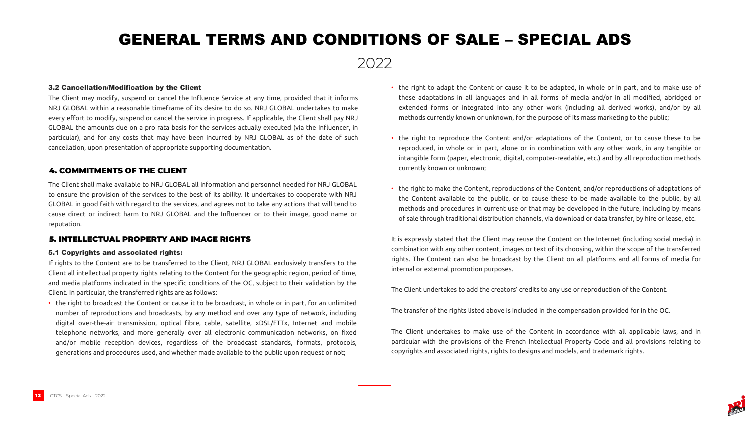# GENERAL TERMS AND CONDITIONS OF SALE – SPECIAL ADS

2022

### 3.2 Cancellation/Modification by the Client

The Client may modify, suspend or cancel the Influence Service at any time, provided that it informs NRJ GLOBAL within a reasonable timeframe of its desire to do so. NRJ GLOBAL undertakes to make every effort to modify, suspend or cancel the service in progress. If applicable, the Client shall pay NRJ GLOBAL the amounts due on a pro rata basis for the services actually executed (via the Influencer, in particular), and for any costs that may have been incurred by NRJ GLOBAL as of the date of such cancellation, upon presentation of appropriate supporting documentation.

## 4. COMMITMENTS OF THE CLIENT

The Client shall make available to NRJ GLOBAL all information and personnel needed for NRJ GLOBAL to ensure the provision of the services to the best of its ability. It undertakes to cooperate with NRJ GLOBAL in good faith with regard to the services, and agrees not to take any actions that will tend to cause direct or indirect harm to NRJ GLOBAL and the Influencer or to their image, good name or reputation.

## 5. INTELLECTUAL PROPERTY AND IMAGE RIGHTS

### 5.1 Copyrights and associated rights:

If rights to the Content are to be transferred to the Client, NRJ GLOBAL exclusively transfers to the Client all intellectual property rights relating to the Content for the geographic region, period of time, and media platforms indicated in the specific conditions of the OC, subject to their validation by the Client. In particular, the transferred rights are as follows:

- the right to broadcast the Content or cause it to be broadcast, in whole or in part, for an unlimited number of reproductions and broadcasts, by any method and over any type of network, including digital over-the-air transmission, optical fibre, cable, satellite, xDSL/FTTx, Internet and mobile telephone networks, and more generally over all electronic communication networks, on fixed and/or mobile reception devices, regardless of the broadcast standards, formats, protocols, generations and procedures used, and whether made available to the public upon request or not;
- the right to adapt the Content or cause it to be adapted, in whole or in part, and to make use of these adaptations in all languages and in all forms of media and/or in all modified, abridged or extended forms or integrated into any other work (including all derived works), and/or by all methods currently known or unknown, for the purpose of its mass marketing to the public;
- the right to reproduce the Content and/or adaptations of the Content, or to cause these to be reproduced, in whole or in part, alone or in combination with any other work, in any tangible or intangible form (paper, electronic, digital, computer-readable, etc.) and by all reproduction methods currently known or unknown;
- the right to make the Content, reproductions of the Content, and/or reproductions of adaptations of the Content available to the public, or to cause these to be made available to the public, by all methods and procedures in current use or that may be developed in the future, including by means of sale through traditional distribution channels, via download or data transfer, by hire or lease, etc.

It is expressly stated that the Client may reuse the Content on the Internet (including social media) in combination with any other content, images or text of its choosing, within the scope of the transferred rights. The Content can also be broadcast by the Client on all platforms and all forms of media for internal or external promotion purposes.

The Client undertakes to add the creators' credits to any use or reproduction of the Content.

The transfer of the rights listed above is included in the compensation provided for in the OC.

The Client undertakes to make use of the Content in accordance with all applicable laws, and in particular with the provisions of the French Intellectual Property Code and all provisions relating to copyrights and associated rights, rights to designs and models, and trademark rights.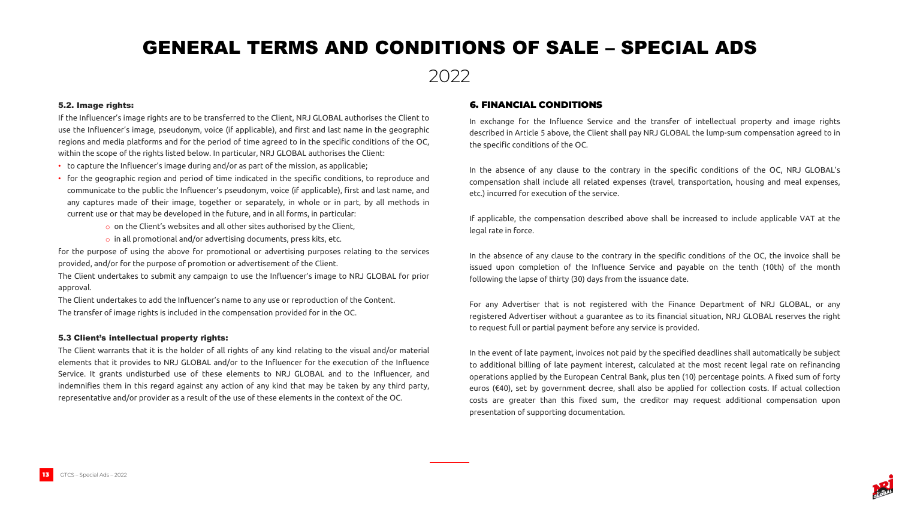# GENERAL TERMS AND CONDITIONS OF SALE – SPECIAL ADS

2022

### 5.2. Image rights:

If the Influencer's image rights are to be transferred to the Client, NRJ GLOBAL authorises the Client to use the Influencer's image, pseudonym, voice (if applicable), and first and last name in the geographic regions and media platforms and for the period of time agreed to in the specific conditions of the OC, within the scope of the rights listed below. In particular, NRJ GLOBAL authorises the Client:

- to capture the Influencer's image during and/or as part of the mission, as applicable;
- for the geographic region and period of time indicated in the specific conditions, to reproduce and communicate to the public the Influencer's pseudonym, voice (if applicable), first and last name, and any captures made of their image, together or separately, in whole or in part, by all methods in current use or that may be developed in the future, and in all forms, in particular:
  - on the Client's websites and all other sites authorised by the Client,
  - in all promotional and/or advertising documents, press kits, etc.

for the purpose of using the above for promotional or advertising purposes relating to the services provided, and/or for the purpose of promotion or advertisement of the Client.

The Client undertakes to submit any campaign to use the Influencer's image to NRJ GLOBAL for prior approval.

The Client undertakes to add the Influencer's name to any use or reproduction of the Content.

The transfer of image rights is included in the compensation provided for in the OC.

### 5.3 Client's intellectual property rights:

The Client warrants that it is the holder of all rights of any kind relating to the visual and/or material elements that it provides to NRJ GLOBAL and/or to the Influencer for the execution of the Influence Service. It grants undisturbed use of these elements to NRJ GLOBAL and to the Influencer, and indemnifies them in this regard against any action of any kind that may be taken by any third party, representative and/or provider as a result of the use of these elements in the context of the OC.

## 6. FINANCIAL CONDITIONS

In exchange for the Influence Service and the transfer of intellectual property and image rights described in Article 5 above, the Client shall pay NRJ GLOBAL the lump-sum compensation agreed to in the specific conditions of the OC.

In the absence of any clause to the contrary in the specific conditions of the OC, NRJ GLOBAL's compensation shall include all related expenses (travel, transportation, housing and meal expenses, etc.) incurred for execution of the service.

If applicable, the compensation described above shall be increased to include applicable VAT at the legal rate in force.

In the absence of any clause to the contrary in the specific conditions of the OC, the invoice shall be issued upon completion of the Influence Service and payable on the tenth (10th) of the month following the lapse of thirty (30) days from the issuance date.

For any Advertiser that is not registered with the Finance Department of NRJ GLOBAL, or any registered Advertiser without a guarantee as to its financial situation, NRJ GLOBAL reserves the right to request full or partial payment before any service is provided.

In the event of late payment, invoices not paid by the specified deadlines shall automatically be subject to additional billing of late payment interest, calculated at the most recent legal rate on refinancing operations applied by the European Central Bank, plus ten (10) percentage points. A fixed sum of forty euros (€40), set by government decree, shall also be applied for collection costs. If actual collection costs are greater than this fixed sum, the creditor may request additional compensation upon presentation of supporting documentation.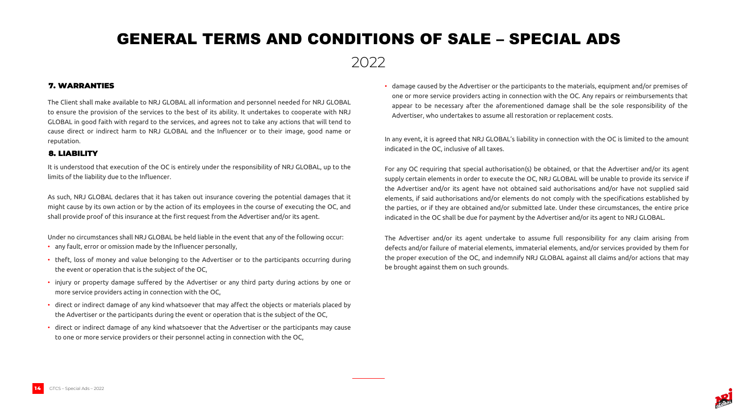# GENERAL TERMS AND CONDITIONS OF SALE – SPECIAL ADS

2022

## 7. WARRANTIES

The Client shall make available to NRJ GLOBAL all information and personnel needed for NRJ GLOBAL to ensure the provision of the services to the best of its ability. It undertakes to cooperate with NRJ GLOBAL in good faith with regard to the services, and agrees not to take any actions that will tend to cause direct or indirect harm to NRJ GLOBAL and the Influencer or to their image, good name or reputation.

## 8. LIABILITY

It is understood that execution of the OC is entirely under the responsibility of NRJ GLOBAL, up to the limits of the liability due to the Influencer.

As such, NRJ GLOBAL declares that it has taken out insurance covering the potential damages that it might cause by its own action or by the action of its employees in the course of executing the OC, and shall provide proof of this insurance at the first request from the Advertiser and/or its agent.

Under no circumstances shall NRJ GLOBAL be held liable in the event that any of the following occur:

- any fault, error or omission made by the Influencer personally,
- theft, loss of money and value belonging to the Advertiser or to the participants occurring during the event or operation that is the subject of the OC,
- injury or property damage suffered by the Advertiser or any third party during actions by one or more service providers acting in connection with the OC,
- direct or indirect damage of any kind whatsoever that may affect the objects or materials placed by the Advertiser or the participants during the event or operation that is the subject of the OC,
- direct or indirect damage of any kind whatsoever that the Advertiser or the participants may cause to one or more service providers or their personnel acting in connection with the OC,
- damage caused by the Advertiser or the participants to the materials, equipment and/or premises of one or more service providers acting in connection with the OC. Any repairs or reimbursements that appear to be necessary after the aforementioned damage shall be the sole responsibility of the Advertiser, who undertakes to assume all restoration or replacement costs.

In any event, it is agreed that NRJ GLOBAL's liability in connection with the OC is limited to the amount indicated in the OC, inclusive of all taxes.

For any OC requiring that special authorisation(s) be obtained, or that the Advertiser and/or its agent supply certain elements in order to execute the OC, NRJ GLOBAL will be unable to provide its service if the Advertiser and/or its agent have not obtained said authorisations and/or have not supplied said elements, if said authorisations and/or elements do not comply with the specifications established by the parties, or if they are obtained and/or submitted late. Under these circumstances, the entire price indicated in the OC shall be due for payment by the Advertiser and/or its agent to NRJ GLOBAL.

The Advertiser and/or its agent undertake to assume full responsibility for any claim arising from defects and/or failure of material elements, immaterial elements, and/or services provided by them for the proper execution of the OC, and indemnify NRJ GLOBAL against all claims and/or actions that may be brought against them on such grounds.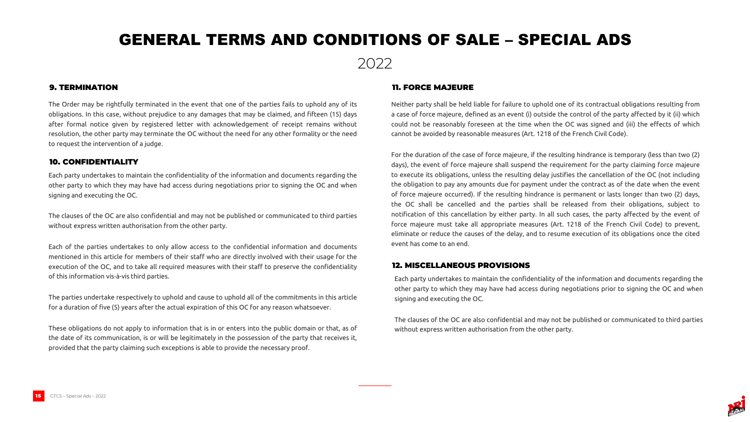# GENERAL TERMS AND CONDITIONS OF SALE – SPECIAL ADS

2022

## 9. TERMINATION

The Order may be rightfully terminated in the event that one of the parties fails to uphold any of its obligations. In this case, without prejudice to any damages that may be claimed, and fifteen (15) days after formal notice given by registered letter with acknowledgement of receipt remains without resolution, the other party may terminate the OC without the need for any other formality or the need to request the intervention of a judge.

## 10. CONFIDENTIALITY

Each party undertakes to maintain the confidentiality of the information and documents regarding the other party to which they may have had access during negotiations prior to signing the OC and when signing and executing the OC.

The clauses of the OC are also confidential and may not be published or communicated to third parties without express written authorisation from the other party.

Each of the parties undertakes to only allow access to the confidential information and documents mentioned in this article for members of their staff who are directly involved with their usage for the execution of the OC, and to take all required measures with their staff to preserve the confidentiality of this information vis-à-vis third parties.

The parties undertake respectively to uphold and cause to uphold all of the commitments in this article for a duration of five (5) years after the actual expiration of this OC for any reason whatsoever.

These obligations do not apply to information that is in or enters into the public domain or that, as of the date of its communication, is or will be legitimately in the possession of the party that receives it, provided that the party claiming such exceptions is able to provide the necessary proof.

## 11. FORCE MAJEURE

Neither party shall be held liable for failure to uphold one of its contractual obligations resulting from a case of force majeure, defined as an event (i) outside the control of the party affected by it (ii) which could not be reasonably foreseen at the time when the OC was signed and (iii) the effects of which cannot be avoided by reasonable measures (Art. 1218 of the French Civil Code).

For the duration of the case of force majeure, if the resulting hindrance is temporary (less than two (2) days), the event of force majeure shall suspend the requirement for the party claiming force majeure to execute its obligations, unless the resulting delay justifies the cancellation of the OC (not including the obligation to pay any amounts due for payment under the contract as of the date when the event of force majeure occurred). If the resulting hindrance is permanent or lasts longer than two (2) days, the OC shall be cancelled and the parties shall be released from their obligations, subject to notification of this cancellation by either party. In all such cases, the party affected by the event of force majeure must take all appropriate measures (Art. 1218 of the French Civil Code) to prevent, eliminate or reduce the causes of the delay, and to resume execution of its obligations once the cited event has come to an end.

## 12. MISCELLANEOUS PROVISIONS

Each party undertakes to maintain the confidentiality of the information and documents regarding the other party to which they may have had access during negotiations prior to signing the OC and when signing and executing the OC.

The clauses of the OC are also confidential and may not be published or communicated to third parties without express written authorisation from the other party.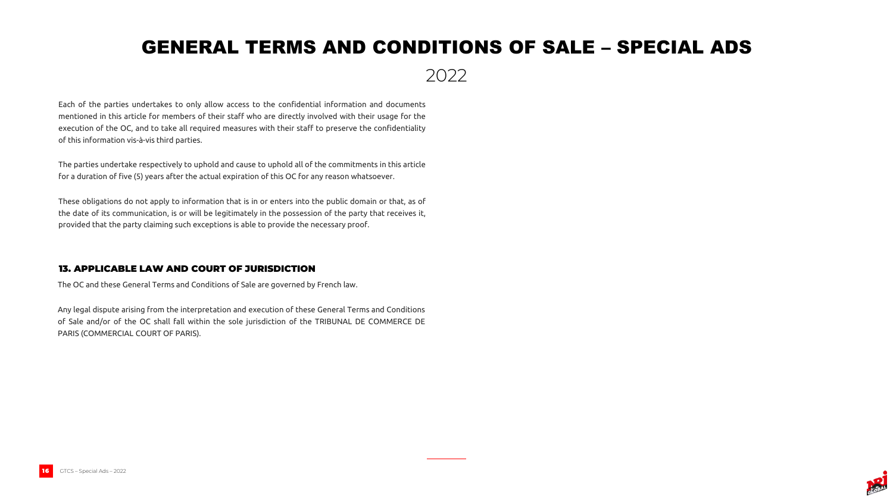# GENERAL TERMS AND CONDITIONS OF SALE – SPECIAL ADS

2022

Each of the parties undertakes to only allow access to the confidential information and documents mentioned in this article for members of their staff who are directly involved with their usage for the execution of the OC, and to take all required measures with their staff to preserve the confidentiality of this information vis-à-vis third parties.

The parties undertake respectively to uphold and cause to uphold all of the commitments in this article for a duration of five (5) years after the actual expiration of this OC for any reason whatsoever.

These obligations do not apply to information that is in or enters into the public domain or that, as of the date of its communication, is or will be legitimately in the possession of the party that receives it, provided that the party claiming such exceptions is able to provide the necessary proof.

## 13. APPLICABLE LAW AND COURT OF JURISDICTION

The OC and these General Terms and Conditions of Sale are governed by French law.

Any legal dispute arising from the interpretation and execution of these General Terms and Conditions of Sale and/or of the OC shall fall within the sole jurisdiction of the TRIBUNAL DE COMMERCE DE PARIS (COMMERCIAL COURT OF PARIS).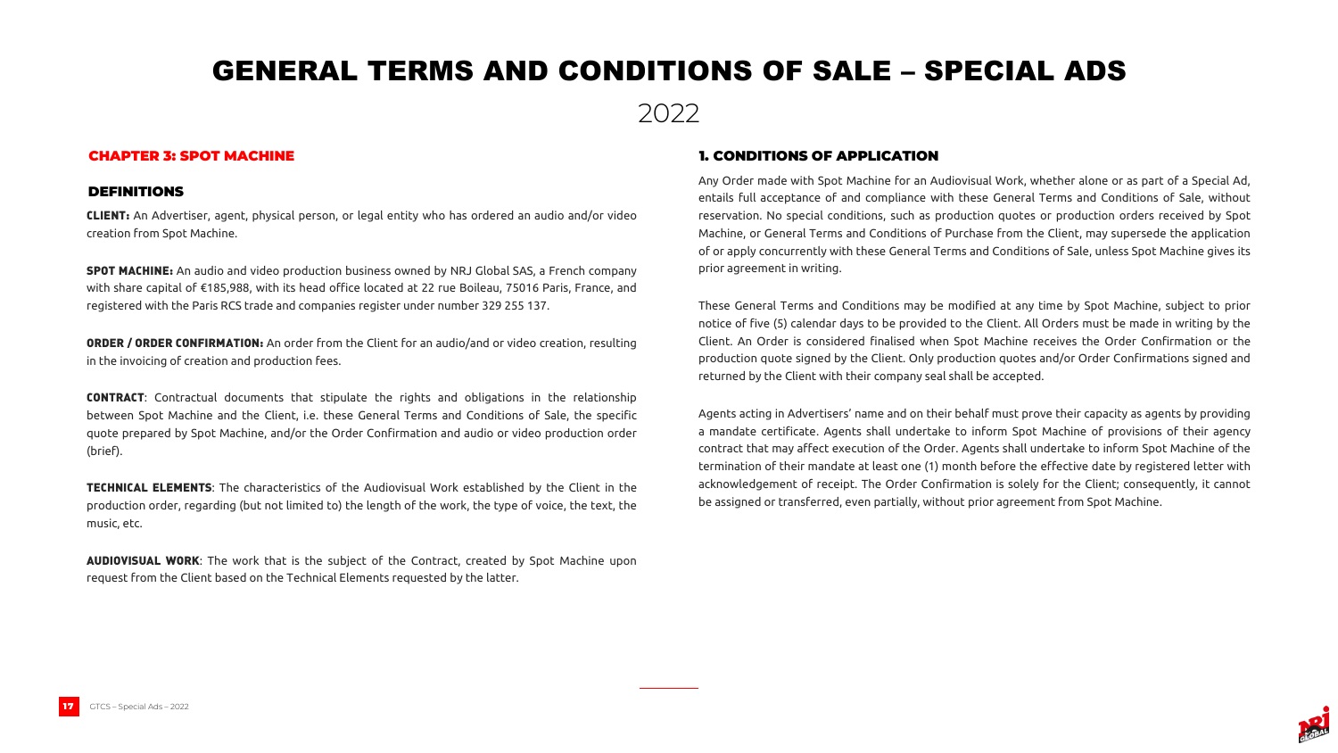# GENERAL TERMS AND CONDITIONS OF SALE – SPECIAL ADS

2022

## CHAPTER 3: SPOT MACHINE

### DEFINITIONS

**CLIENT:** An Advertiser, agent, physical person, or legal entity who has ordered an audio and/or video creation from Spot Machine.

**SPOT MACHINE:** An audio and video production business owned by NRJ Global SAS, a French company with share capital of €185,988, with its head office located at 22 rue Boileau, 75016 Paris, France, and registered with the Paris RCS trade and companies register under number 329 255 137.

**ORDER / ORDER CONFIRMATION:** An order from the Client for an audio/and or video creation, resulting in the invoicing of creation and production fees.

**CONTRACT**: Contractual documents that stipulate the rights and obligations in the relationship between Spot Machine and the Client, i.e. these General Terms and Conditions of Sale, the specific quote prepared by Spot Machine, and/or the Order Confirmation and audio or video production order (brief).

**TECHNICAL ELEMENTS**: The characteristics of the Audiovisual Work established by the Client in the production order, regarding (but not limited to) the length of the work, the type of voice, the text, the music, etc.

**AUDIOVISUAL WORK**: The work that is the subject of the Contract, created by Spot Machine upon request from the Client based on the Technical Elements requested by the latter.

### 1. CONDITIONS OF APPLICATION

Any Order made with Spot Machine for an Audiovisual Work, whether alone or as part of a Special Ad, entails full acceptance of and compliance with these General Terms and Conditions of Sale, without reservation. No special conditions, such as production quotes or production orders received by Spot Machine, or General Terms and Conditions of Purchase from the Client, may supersede the application of or apply concurrently with these General Terms and Conditions of Sale, unless Spot Machine gives its prior agreement in writing.

These General Terms and Conditions may be modified at any time by Spot Machine, subject to prior notice of five (5) calendar days to be provided to the Client. All Orders must be made in writing by the Client. An Order is considered finalised when Spot Machine receives the Order Confirmation or the production quote signed by the Client. Only production quotes and/or Order Confirmations signed and returned by the Client with their company seal shall be accepted.

Agents acting in Advertisers' name and on their behalf must prove their capacity as agents by providing a mandate certificate. Agents shall undertake to inform Spot Machine of provisions of their agency contract that may affect execution of the Order. Agents shall undertake to inform Spot Machine of the termination of their mandate at least one (1) month before the effective date by registered letter with acknowledgement of receipt. The Order Confirmation is solely for the Client; consequently, it cannot be assigned or transferred, even partially, without prior agreement from Spot Machine.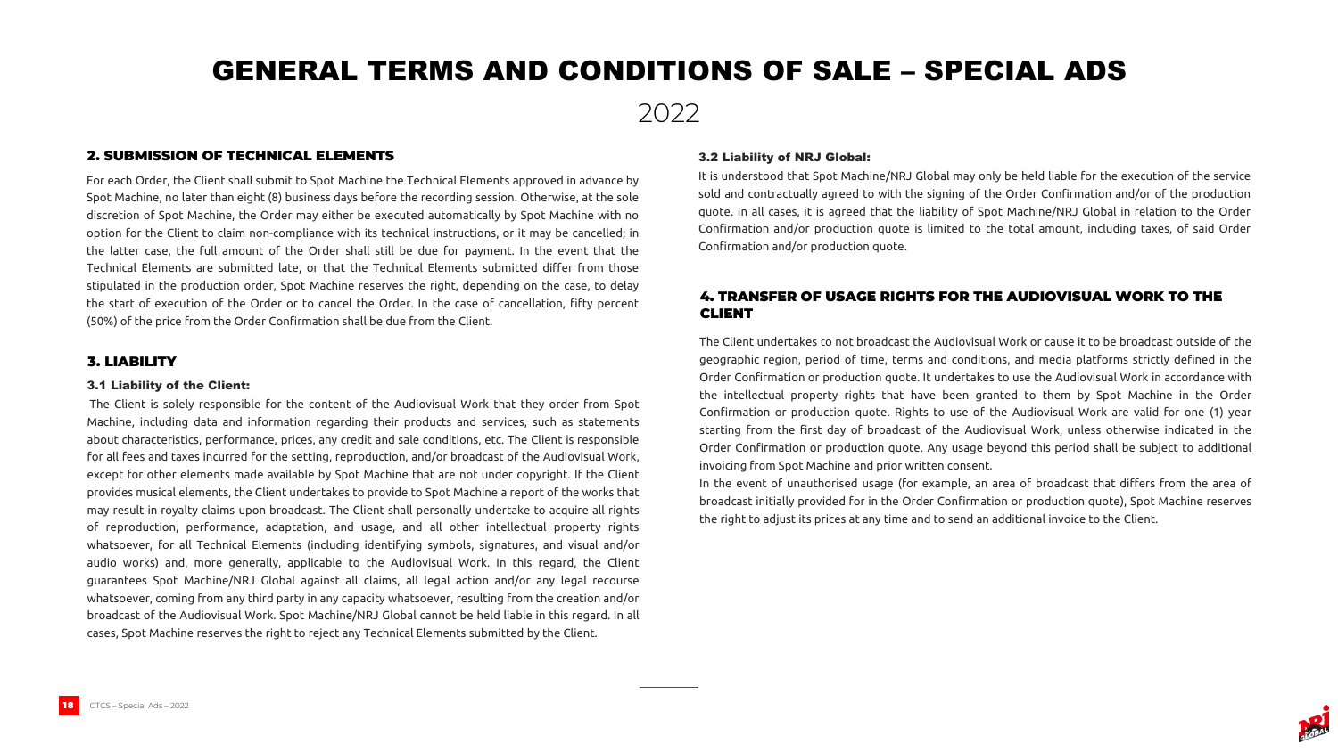# GENERAL TERMS AND CONDITIONS OF SALE – SPECIAL ADS

2022

## 2. SUBMISSION OF TECHNICAL ELEMENTS

For each Order, the Client shall submit to Spot Machine the Technical Elements approved in advance by Spot Machine, no later than eight (8) business days before the recording session. Otherwise, at the sole discretion of Spot Machine, the Order may either be executed automatically by Spot Machine with no option for the Client to claim non-compliance with its technical instructions, or it may be cancelled; in the latter case, the full amount of the Order shall still be due for payment. In the event that the Technical Elements are submitted late, or that the Technical Elements submitted differ from those stipulated in the production order, Spot Machine reserves the right, depending on the case, to delay the start of execution of the Order or to cancel the Order. In the case of cancellation, fifty percent (50%) of the price from the Order Confirmation shall be due from the Client.

## 3. LIABILITY

### 3.1 Liability of the Client:

The Client is solely responsible for the content of the Audiovisual Work that they order from Spot Machine, including data and information regarding their products and services, such as statements about characteristics, performance, prices, any credit and sale conditions, etc. The Client is responsible for all fees and taxes incurred for the setting, reproduction, and/or broadcast of the Audiovisual Work, except for other elements made available by Spot Machine that are not under copyright. If the Client provides musical elements, the Client undertakes to provide to Spot Machine a report of the works that may result in royalty claims upon broadcast. The Client shall personally undertake to acquire all rights of reproduction, performance, adaptation, and usage, and all other intellectual property rights whatsoever, for all Technical Elements (including identifying symbols, signatures, and visual and/or audio works) and, more generally, applicable to the Audiovisual Work. In this regard, the Client guarantees Spot Machine/NRJ Global against all claims, all legal action and/or any legal recourse whatsoever, coming from any third party in any capacity whatsoever, resulting from the creation and/or broadcast of the Audiovisual Work. Spot Machine/NRJ Global cannot be held liable in this regard. In all cases, Spot Machine reserves the right to reject any Technical Elements submitted by the Client.

### 3.2 Liability of NRJ Global:

It is understood that Spot Machine/NRJ Global may only be held liable for the execution of the service sold and contractually agreed to with the signing of the Order Confirmation and/or of the production quote. In all cases, it is agreed that the liability of Spot Machine/NRJ Global in relation to the Order Confirmation and/or production quote is limited to the total amount, including taxes, of said Order Confirmation and/or production quote.

## 4. TRANSFER OF USAGE RIGHTS FOR THE AUDIOVISUAL WORK TO THE CLIENT

The Client undertakes to not broadcast the Audiovisual Work or cause it to be broadcast outside of the geographic region, period of time, terms and conditions, and media platforms strictly defined in the Order Confirmation or production quote. It undertakes to use the Audiovisual Work in accordance with the intellectual property rights that have been granted to them by Spot Machine in the Order Confirmation or production quote. Rights to use of the Audiovisual Work are valid for one (1) year starting from the first day of broadcast of the Audiovisual Work, unless otherwise indicated in the Order Confirmation or production quote. Any usage beyond this period shall be subject to additional invoicing from Spot Machine and prior written consent.

In the event of unauthorised usage (for example, an area of broadcast that differs from the area of broadcast initially provided for in the Order Confirmation or production quote), Spot Machine reserves the right to adjust its prices at any time and to send an additional invoice to the Client.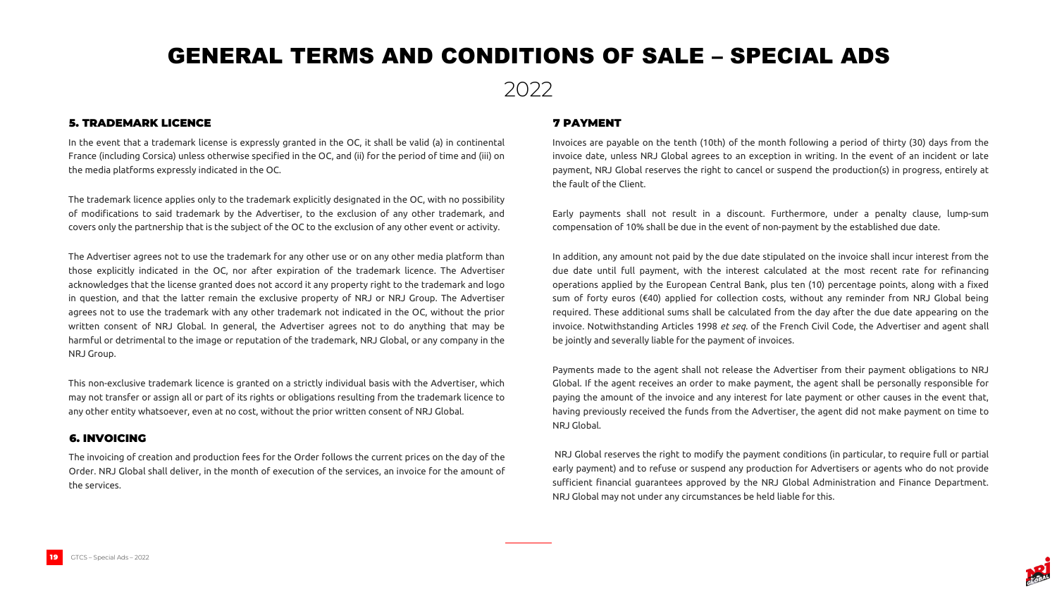# GENERAL TERMS AND CONDITIONS OF SALE – SPECIAL ADS

2022

### 5. TRADEMARK LICENCE

In the event that a trademark license is expressly granted in the OC, it shall be valid (a) in continental France (including Corsica) unless otherwise specified in the OC, and (ii) for the period of time and (iii) on the media platforms expressly indicated in the OC.

The trademark licence applies only to the trademark explicitly designated in the OC, with no possibility of modifications to said trademark by the Advertiser, to the exclusion of any other trademark, and covers only the partnership that is the subject of the OC to the exclusion of any other event or activity.

The Advertiser agrees not to use the trademark for any other use or on any other media platform than those explicitly indicated in the OC, nor after expiration of the trademark licence. The Advertiser acknowledges that the license granted does not accord it any property right to the trademark and logo in question, and that the latter remain the exclusive property of NRJ or NRJ Group. The Advertiser agrees not to use the trademark with any other trademark not indicated in the OC, without the prior written consent of NRJ Global. In general, the Advertiser agrees not to do anything that may be harmful or detrimental to the image or reputation of the trademark, NRJ Global, or any company in the NRJ Group.

This non-exclusive trademark licence is granted on a strictly individual basis with the Advertiser, which may not transfer or assign all or part of its rights or obligations resulting from the trademark licence to any other entity whatsoever, even at no cost, without the prior written consent of NRJ Global.

### 6. INVOICING

The invoicing of creation and production fees for the Order follows the current prices on the day of the Order. NRJ Global shall deliver, in the month of execution of the services, an invoice for the amount of the services.

### 7 PAYMENT

Invoices are payable on the tenth (10th) of the month following a period of thirty (30) days from the invoice date, unless NRJ Global agrees to an exception in writing. In the event of an incident or late payment, NRJ Global reserves the right to cancel or suspend the production(s) in progress, entirely at the fault of the Client.

Early payments shall not result in a discount. Furthermore, under a penalty clause, lump-sum compensation of 10% shall be due in the event of non-payment by the established due date.

In addition, any amount not paid by the due date stipulated on the invoice shall incur interest from the due date until full payment, with the interest calculated at the most recent rate for refinancing operations applied by the European Central Bank, plus ten (10) percentage points, along with a fixed sum of forty euros (€40) applied for collection costs, without any reminder from NRJ Global being required. These additional sums shall be calculated from the day after the due date appearing on the invoice. Notwithstanding Articles 1998 *et seq.* of the French Civil Code, the Advertiser and agent shall be jointly and severally liable for the payment of invoices.

Payments made to the agent shall not release the Advertiser from their payment obligations to NRJ Global. If the agent receives an order to make payment, the agent shall be personally responsible for paying the amount of the invoice and any interest for late payment or other causes in the event that, having previously received the funds from the Advertiser, the agent did not make payment on time to NRJ Global.

NRJ Global reserves the right to modify the payment conditions (in particular, to require full or partial early payment) and to refuse or suspend any production for Advertisers or agents who do not provide sufficient financial guarantees approved by the NRJ Global Administration and Finance Department. NRJ Global may not under any circumstances be held liable for this.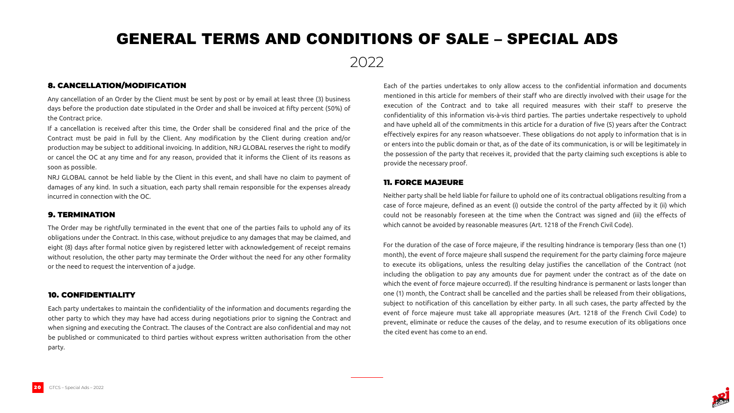# GENERAL TERMS AND CONDITIONS OF SALE – SPECIAL ADS

2022

## 8. CANCELLATION/MODIFICATION

Any cancellation of an Order by the Client must be sent by post or by email at least three (3) business days before the production date stipulated in the Order and shall be invoiced at fifty percent (50%) of the Contract price.

If a cancellation is received after this time, the Order shall be considered final and the price of the Contract must be paid in full by the Client. Any modification by the Client during creation and/or production may be subject to additional invoicing. In addition, NRJ GLOBAL reserves the right to modify or cancel the OC at any time and for any reason, provided that it informs the Client of its reasons as soon as possible.

NRJ GLOBAL cannot be held liable by the Client in this event, and shall have no claim to payment of damages of any kind. In such a situation, each party shall remain responsible for the expenses already incurred in connection with the OC.

## 9. TERMINATION

The Order may be rightfully terminated in the event that one of the parties fails to uphold any of its obligations under the Contract. In this case, without prejudice to any damages that may be claimed, and eight (8) days after formal notice given by registered letter with acknowledgement of receipt remains without resolution, the other party may terminate the Order without the need for any other formality or the need to request the intervention of a judge.

## 10. CONFIDENTIALITY

Each party undertakes to maintain the confidentiality of the information and documents regarding the other party to which they may have had access during negotiations prior to signing the Contract and when signing and executing the Contract. The clauses of the Contract are also confidential and may not be published or communicated to third parties without express written authorisation from the other party.

Each of the parties undertakes to only allow access to the confidential information and documents mentioned in this article for members of their staff who are directly involved with their usage for the execution of the Contract and to take all required measures with their staff to preserve the confidentiality of this information vis-à-vis third parties. The parties undertake respectively to uphold and have upheld all of the commitments in this article for a duration of five (5) years after the Contract effectively expires for any reason whatsoever. These obligations do not apply to information that is in or enters into the public domain or that, as of the date of its communication, is or will be legitimately in the possession of the party that receives it, provided that the party claiming such exceptions is able to provide the necessary proof.

## 11. FORCE MAJEURE

Neither party shall be held liable for failure to uphold one of its contractual obligations resulting from a case of force majeure, defined as an event (i) outside the control of the party affected by it (ii) which could not be reasonably foreseen at the time when the Contract was signed and (iii) the effects of which cannot be avoided by reasonable measures (Art. 1218 of the French Civil Code).

For the duration of the case of force majeure, if the resulting hindrance is temporary (less than one (1) month), the event of force majeure shall suspend the requirement for the party claiming force majeure to execute its obligations, unless the resulting delay justifies the cancellation of the Contract (not including the obligation to pay any amounts due for payment under the contract as of the date on which the event of force majeure occurred). If the resulting hindrance is permanent or lasts longer than one (1) month, the Contract shall be cancelled and the parties shall be released from their obligations, subject to notification of this cancellation by either party. In all such cases, the party affected by the event of force majeure must take all appropriate measures (Art. 1218 of the French Civil Code) to prevent, eliminate or reduce the causes of the delay, and to resume execution of its obligations once the cited event has come to an end.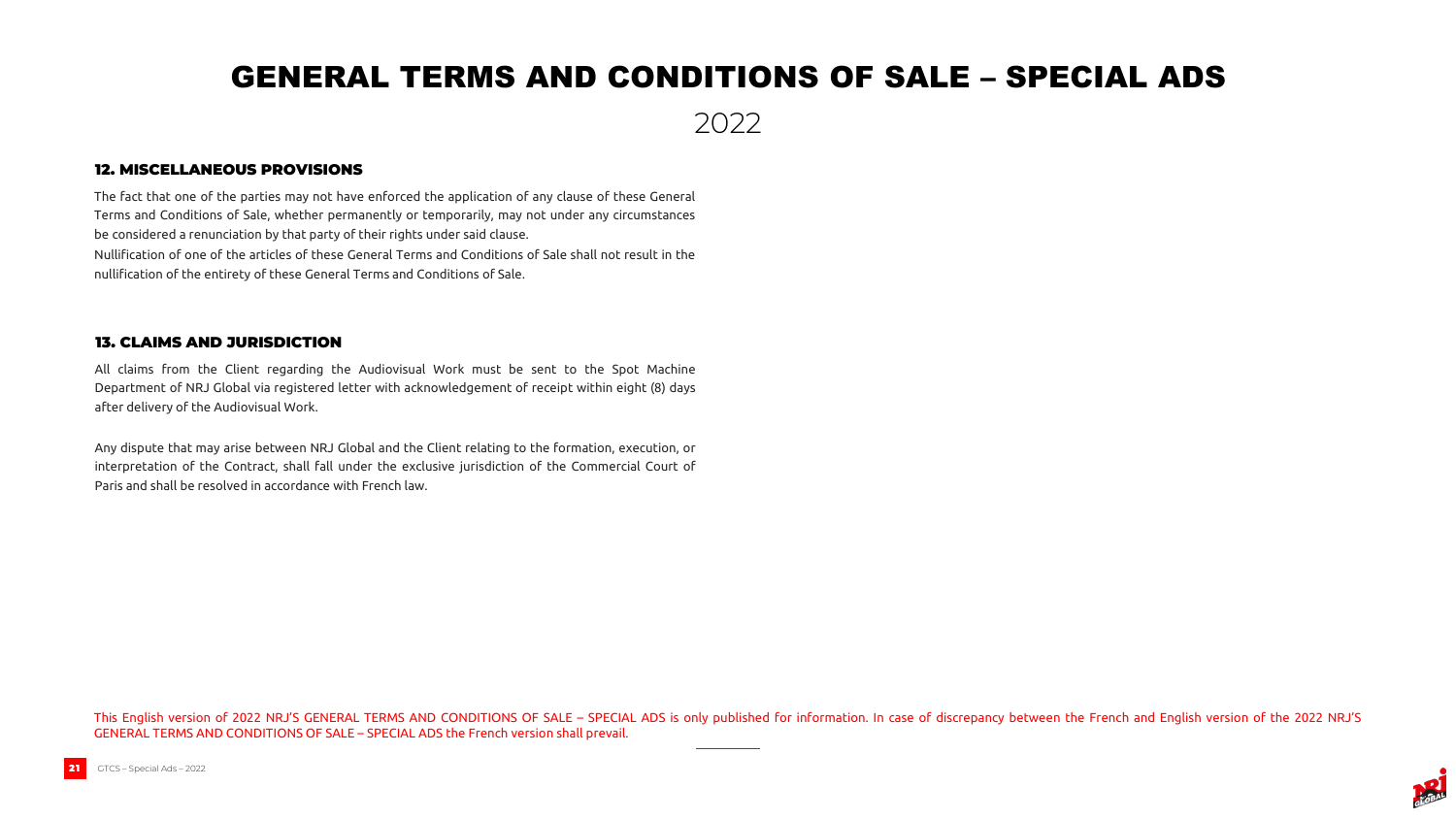# GENERAL TERMS AND CONDITIONS OF SALE – SPECIAL ADS

2022

## 12. MISCELLANEOUS PROVISIONS

The fact that one of the parties may not have enforced the application of any clause of these General Terms and Conditions of Sale, whether permanently or temporarily, may not under any circumstances be considered a renunciation by that party of their rights under said clause.

Nullification of one of the articles of these General Terms and Conditions of Sale shall not result in the nullification of the entirety of these General Terms and Conditions of Sale.

## 13. CLAIMS AND JURISDICTION

All claims from the Client regarding the Audiovisual Work must be sent to the Spot Machine Department of NRJ Global via registered letter with acknowledgement of receipt within eight (8) days after delivery of the Audiovisual Work.

Any dispute that may arise between NRJ Global and the Client relating to the formation, execution, or interpretation of the Contract, shall fall under the exclusive jurisdiction of the Commercial Court of Paris and shall be resolved in accordance with French law.

This English version of 2022 NRJ'S GENERAL TERMS AND CONDITIONS OF SALE – SPECIAL ADS is only published for information. In case of discrepancy between the French and English version of the 2022 NRJ'S GENERAL TERMS AND CONDITIONS OF SALE – SPECIAL ADS the French version shall prevail.